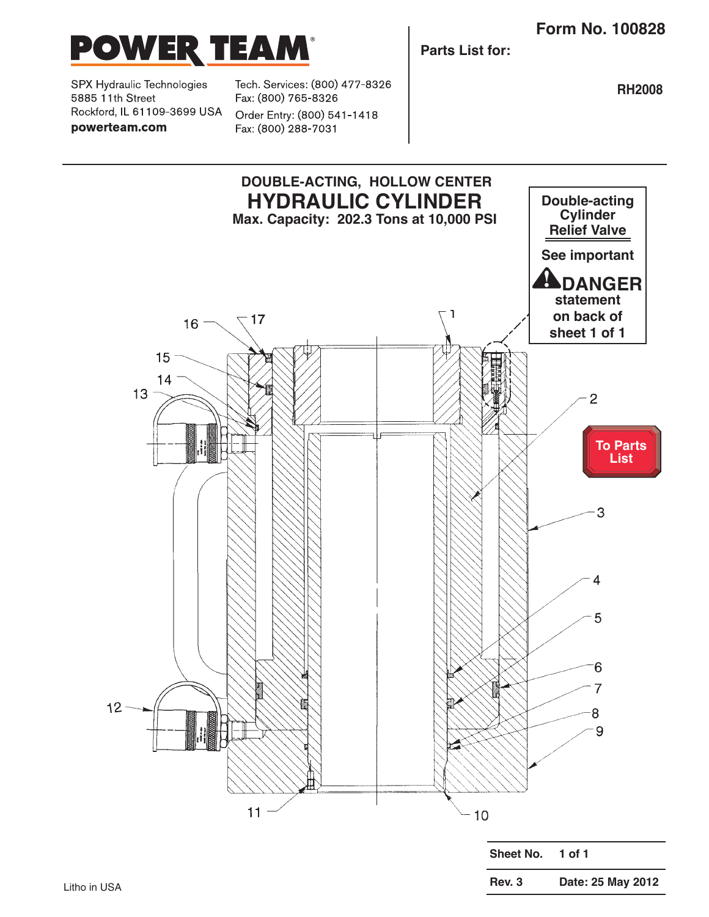# POWER TEAM

SPX Hydraulic Technologies
5885 11th Street
Rockford, IL 61109-3699 USA
**powerteam.com**

Tech. Services: (800) 477-8326
Fax: (800) 765-8326
Order Entry: (800) 541-1418
Fax: (800) 288-7031

**Form No. 100828**

**Parts List for:**

**RH2008**

## DOUBLE-ACTING, HOLLOW CENTER
# HYDRAULIC CYLINDER
**Max. Capacity: 202.3 Tons at 10,000 PSI**

**Double-acting Cylinder Relief Valve**

**See important DANGER statement on back of sheet 1 of 1**

**To Parts List**

16 17 1 15 14 13 2 3 4 5 6 7 8 9 12 11 10

| Sheet No. | 1 of 1 |
|---|---|
| Rev. 3 | Date: 25 May 2012 |

Litho in USA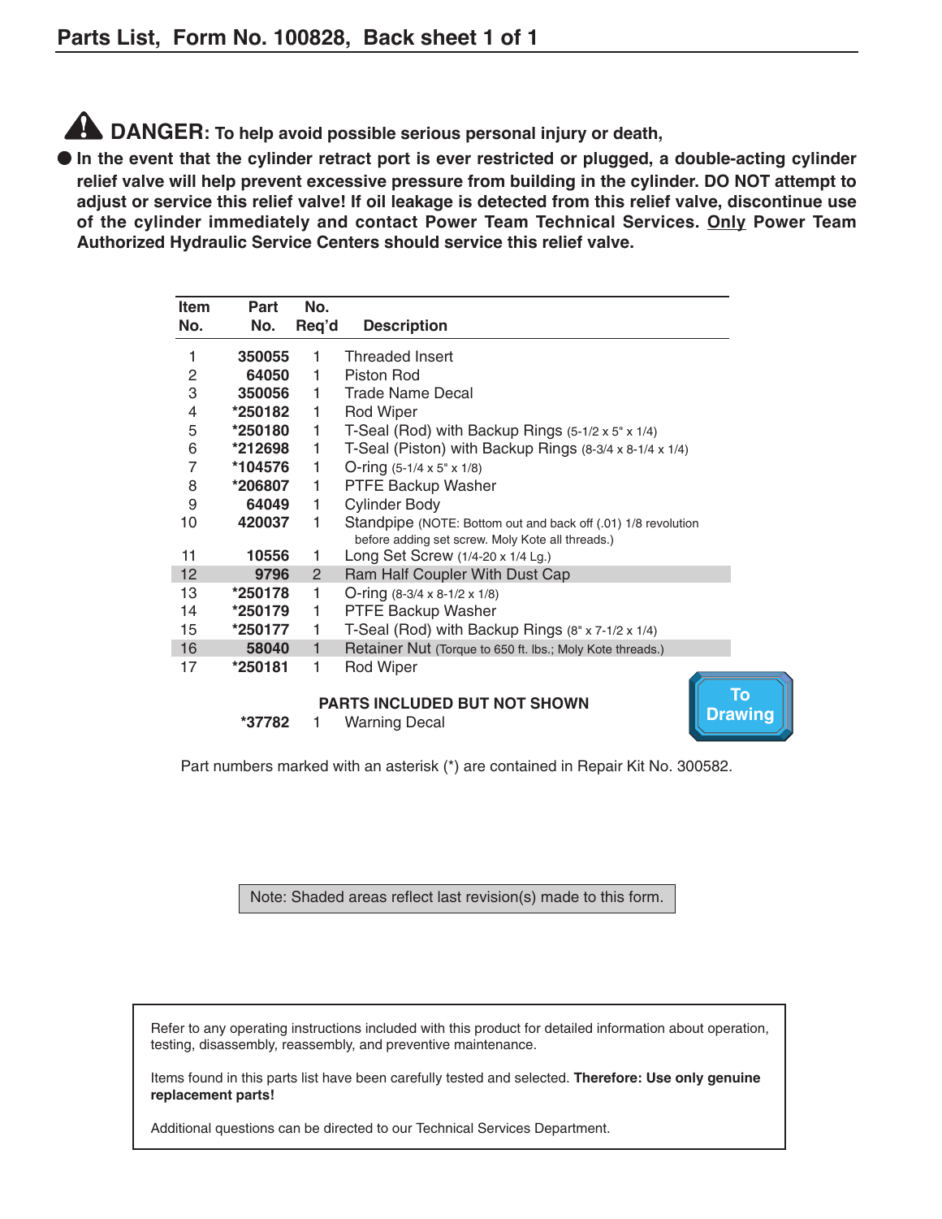# Parts List, Form No. 100828, Back sheet 1 of 1

**DANGER: To help avoid possible serious personal injury or death,**

- **In the event that the cylinder retract port is ever restricted or plugged, a double-acting cylinder relief valve will help prevent excessive pressure from building in the cylinder. DO NOT attempt to adjust or service this relief valve! If oil leakage is detected from this relief valve, discontinue use of the cylinder immediately and contact Power Team Technical Services. Only Power Team Authorized Hydraulic Service Centers should service this relief valve.**

| Item No. | Part No. | No. Req'd | Description |
|---|---|---|---|
| 1 | 350055 | 1 | Threaded Insert |
| 2 | 64050 | 1 | Piston Rod |
| 3 | 350056 | 1 | Trade Name Decal |
| 4 | *250182 | 1 | Rod Wiper |
| 5 | *250180 | 1 | T-Seal (Rod) with Backup Rings (5-1/2 x 5" x 1/4) |
| 6 | *212698 | 1 | T-Seal (Piston) with Backup Rings (8-3/4 x 8-1/4 x 1/4) |
| 7 | *104576 | 1 | O-ring (5-1/4 x 5" x 1/8) |
| 8 | *206807 | 1 | PTFE Backup Washer |
| 9 | 64049 | 1 | Cylinder Body |
| 10 | 420037 | 1 | Standpipe (NOTE: Bottom out and back off (.01) 1/8 revolution before adding set screw. Moly Kote all threads.) |
| 11 | 10556 | 1 | Long Set Screw (1/4-20 x 1/4 Lg.) |
| 12 | 9796 | 2 | Ram Half Coupler With Dust Cap |
| 13 | *250178 | 1 | O-ring (8-3/4 x 8-1/2 x 1/8) |
| 14 | *250179 | 1 | PTFE Backup Washer |
| 15 | *250177 | 1 | T-Seal (Rod) with Backup Rings (8" x 7-1/2 x 1/4) |
| 16 | 58040 | 1 | Retainer Nut (Torque to 650 ft. lbs.; Moly Kote threads.) |
| 17 | *250181 | 1 | Rod Wiper |
| | | | **PARTS INCLUDED BUT NOT SHOWN** |
| | *37782 | 1 | Warning Decal |

To Drawing

Part numbers marked with an asterisk (*) are contained in Repair Kit No. 300582.

Note: Shaded areas reflect last revision(s) made to this form.

Refer to any operating instructions included with this product for detailed information about operation, testing, disassembly, reassembly, and preventive maintenance.

Items found in this parts list have been carefully tested and selected. **Therefore: Use only genuine replacement parts!**

Additional questions can be directed to our Technical Services Department.